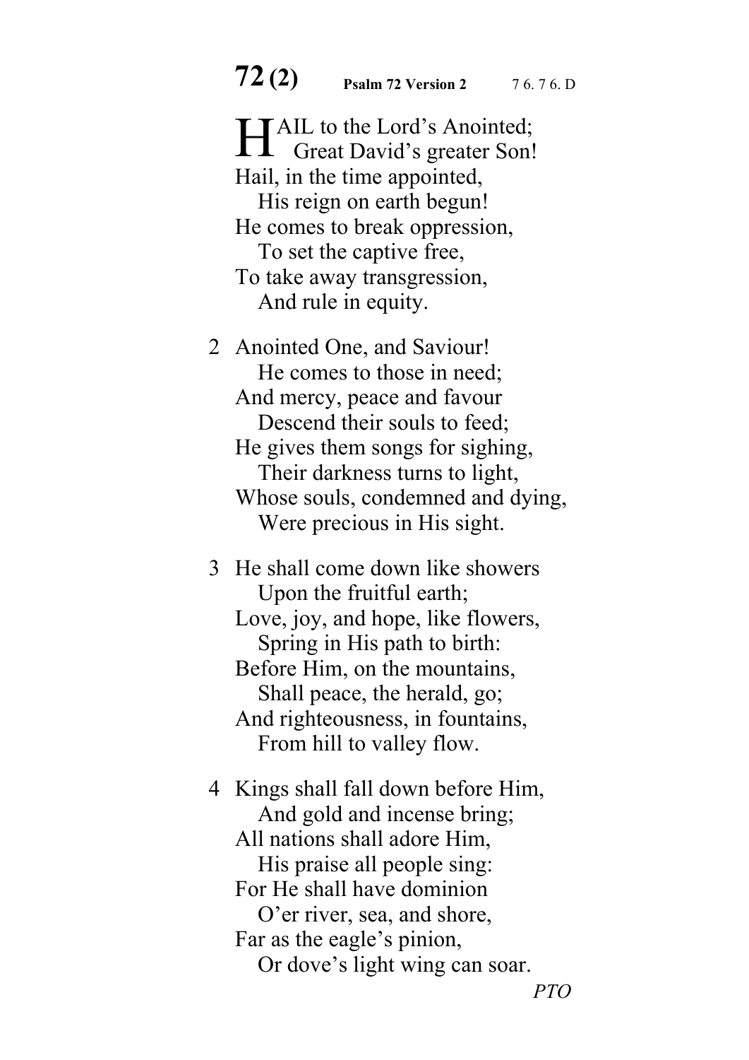# 72 (2) **Psalm 72 Version 2** 7 6. 7 6. D

HAIL to the Lord's Anointed;
   Great David's greater Son!
Hail, in the time appointed,
   His reign on earth begun!
He comes to break oppression,
   To set the captive free,
To take away transgression,
   And rule in equity.

2 Anointed One, and Saviour!
   He comes to those in need;
And mercy, peace and favour
   Descend their souls to feed;
He gives them songs for sighing,
   Their darkness turns to light,
Whose souls, condemned and dying,
   Were precious in His sight.

3 He shall come down like showers
   Upon the fruitful earth;
Love, joy, and hope, like flowers,
   Spring in His path to birth:
Before Him, on the mountains,
   Shall peace, the herald, go;
And righteousness, in fountains,
   From hill to valley flow.

4 Kings shall fall down before Him,
   And gold and incense bring;
All nations shall adore Him,
   His praise all people sing:
For He shall have dominion
   O'er river, sea, and shore,
Far as the eagle's pinion,
   Or dove's light wing can soar.

*PTO*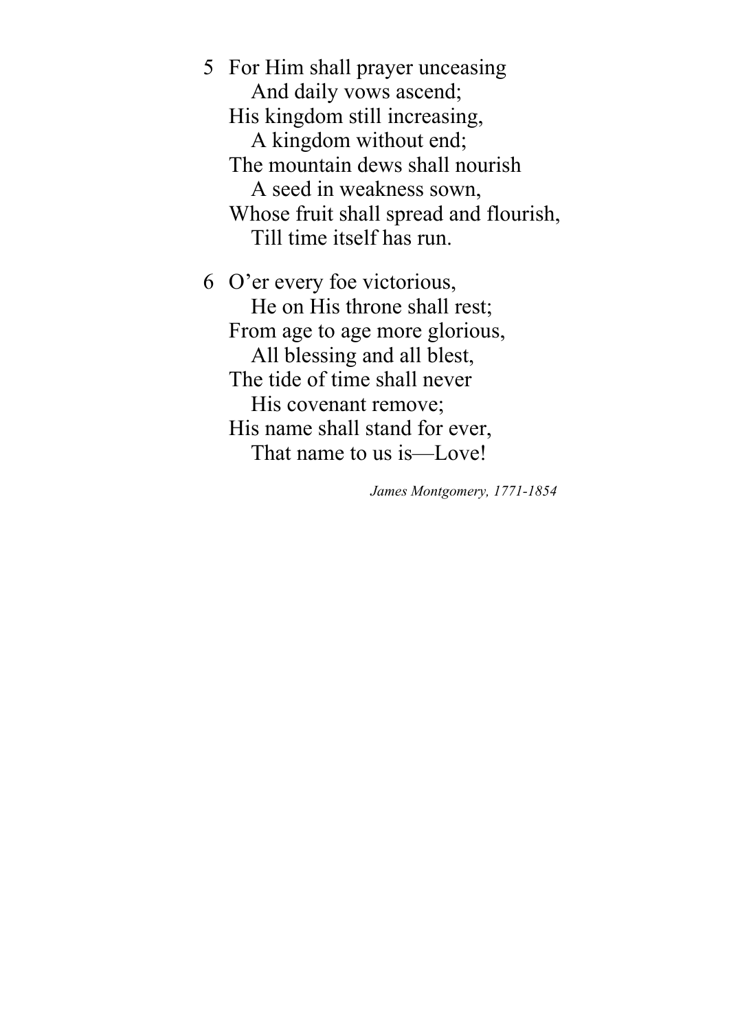5 For Him shall prayer unceasing  
   And daily vows ascend;  
His kingdom still increasing,  
   A kingdom without end;  
The mountain dews shall nourish  
   A seed in weakness sown,  
Whose fruit shall spread and flourish,  
   Till time itself has run.

6 O'er every foe victorious,  
   He on His throne shall rest;  
From age to age more glorious,  
   All blessing and all blest,  
The tide of time shall never  
   His covenant remove;  
His name shall stand for ever,  
   That name to us is—Love!

*James Montgomery, 1771-1854*